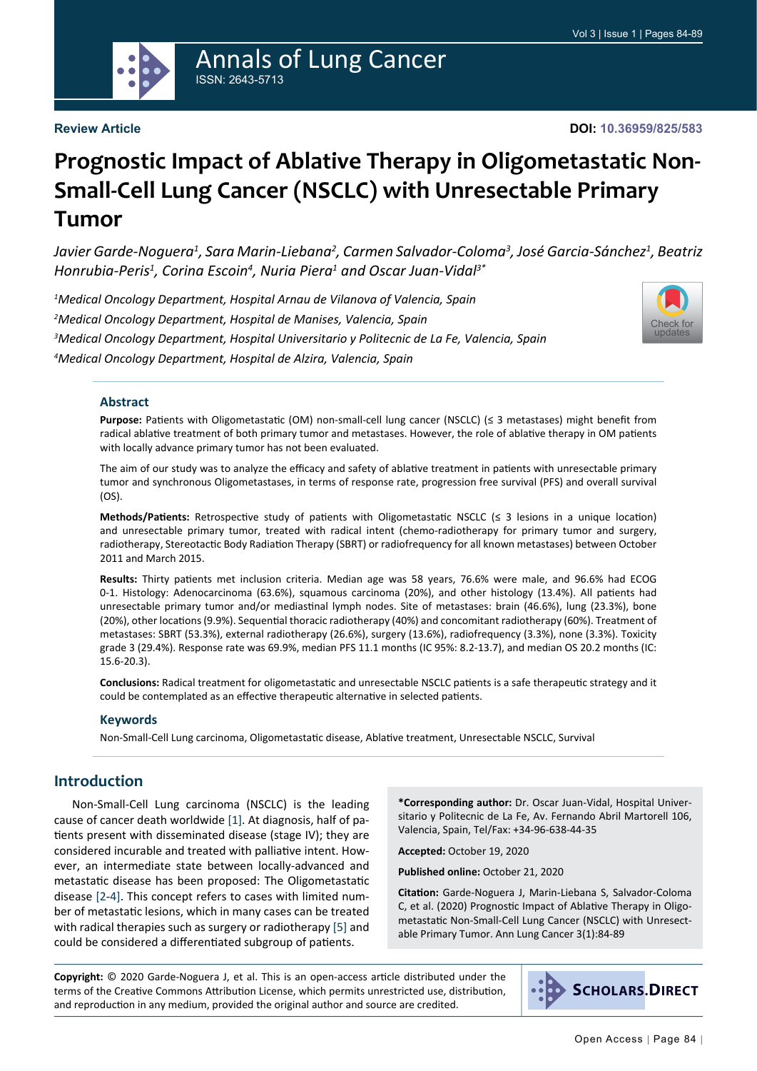Review Article

DOI: 10.36959/825/583

# Prognostic Impact of Ablative Therapy in Oligometastatic Non-Small-Cell Lung Cancer (NSCLC) with Unresectable Primary Tumor

*Javier Garde-Noguera[1], Sara Marin-Liebana[2], Carmen Salvador-Coloma[3], José Garcia-Sánchez[1], Beatriz Honrubia-Peris[1], Corina Escoin[4], Nuria Piera[1] and Oscar Juan-Vidal[3]**

[1]*Medical Oncology Department, Hospital Arnau de Vilanova of Valencia, Spain*

[2]*Medical Oncology Department, Hospital de Manises, Valencia, Spain*

[3]*Medical Oncology Department, Hospital Universitario y Politecnic de La Fe, Valencia, Spain*

[4]*Medical Oncology Department, Hospital de Alzira, Valencia, Spain*

## Abstract

**Purpose:** Patients with Oligometastatic (OM) non-small-cell lung cancer (NSCLC) (≤ 3 metastases) might benefit from radical ablative treatment of both primary tumor and metastases. However, the role of ablative therapy in OM patients with locally advance primary tumor has not been evaluated.

The aim of our study was to analyze the efficacy and safety of ablative treatment in patients with unresectable primary tumor and synchronous Oligometastases, in terms of response rate, progression free survival (PFS) and overall survival (OS).

**Methods/Patients:** Retrospective study of patients with Oligometastatic NSCLC (≤ 3 lesions in a unique location) and unresectable primary tumor, treated with radical intent (chemo-radiotherapy for primary tumor and surgery, radiotherapy, Stereotactic Body Radiation Therapy (SBRT) or radiofrequency for all known metastases) between October 2011 and March 2015.

**Results:** Thirty patients met inclusion criteria. Median age was 58 years, 76.6% were male, and 96.6% had ECOG 0-1. Histology: Adenocarcinoma (63.6%), squamous carcinoma (20%), and other histology (13.4%). All patients had unresectable primary tumor and/or mediastinal lymph nodes. Site of metastases: brain (46.6%), lung (23.3%), bone (20%), other locations (9.9%). Sequential thoracic radiotherapy (40%) and concomitant radiotherapy (60%). Treatment of metastases: SBRT (53.3%), external radiotherapy (26.6%), surgery (13.6%), radiofrequency (3.3%), none (3.3%). Toxicity grade 3 (29.4%). Response rate was 69.9%, median PFS 11.1 months (IC 95%: 8.2-13.7), and median OS 20.2 months (IC: 15.6-20.3).

**Conclusions:** Radical treatment for oligometastatic and unresectable NSCLC patients is a safe therapeutic strategy and it could be contemplated as an effective therapeutic alternative in selected patients.

### Keywords

Non-Small-Cell Lung carcinoma, Oligometastatic disease, Ablative treatment, Unresectable NSCLC, Survival

## Introduction

Non-Small-Cell Lung carcinoma (NSCLC) is the leading cause of cancer death worldwide [1]. At diagnosis, half of patients present with disseminated disease (stage IV); they are considered incurable and treated with palliative intent. However, an intermediate state between locally-advanced and metastatic disease has been proposed: The Oligometastatic disease [2-4]. This concept refers to cases with limited number of metastatic lesions, which in many cases can be treated with radical therapies such as surgery or radiotherapy [5] and could be considered a differentiated subgroup of patients.

**\*Corresponding author:** Dr. Oscar Juan-Vidal, Hospital Universitario y Politecnic de La Fe, Av. Fernando Abril Martorell 106, Valencia, Spain, Tel/Fax: +34-96-638-44-35

**Accepted:** October 19, 2020

**Published online:** October 21, 2020

**Citation:** Garde-Noguera J, Marin-Liebana S, Salvador-Coloma C, et al. (2020) Prognostic Impact of Ablative Therapy in Oligometastatic Non-Small-Cell Lung Cancer (NSCLC) with Unresectable Primary Tumor. Ann Lung Cancer 3(1):84-89

**Copyright:** © 2020 Garde-Noguera J, et al. This is an open-access article distributed under the terms of the Creative Commons Attribution License, which permits unrestricted use, distribution, and reproduction in any medium, provided the original author and source are credited.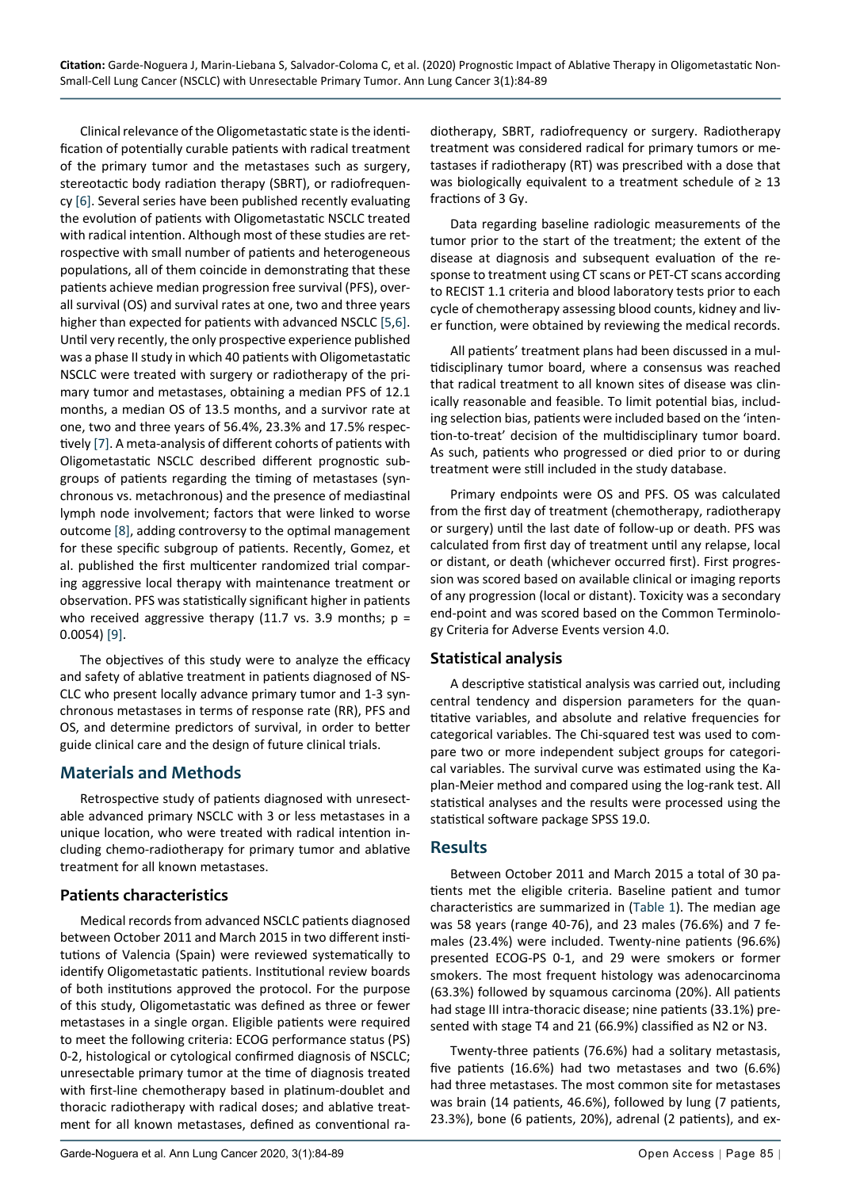Clinical relevance of the Oligometastatic state is the identification of potentially curable patients with radical treatment of the primary tumor and the metastases such as surgery, stereotactic body radiation therapy (SBRT), or radiofrequency [6]. Several series have been published recently evaluating the evolution of patients with Oligometastatic NSCLC treated with radical intention. Although most of these studies are retrospective with small number of patients and heterogeneous populations, all of them coincide in demonstrating that these patients achieve median progression free survival (PFS), overall survival (OS) and survival rates at one, two and three years higher than expected for patients with advanced NSCLC [5,6]. Until very recently, the only prospective experience published was a phase II study in which 40 patients with Oligometastatic NSCLC were treated with surgery or radiotherapy of the primary tumor and metastases, obtaining a median PFS of 12.1 months, a median OS of 13.5 months, and a survivor rate at one, two and three years of 56.4%, 23.3% and 17.5% respectively [7]. A meta-analysis of different cohorts of patients with Oligometastatic NSCLC described different prognostic subgroups of patients regarding the timing of metastases (synchronous vs. metachronous) and the presence of mediastinal lymph node involvement; factors that were linked to worse outcome [8], adding controversy to the optimal management for these specific subgroup of patients. Recently, Gomez, et al. published the first multicenter randomized trial comparing aggressive local therapy with maintenance treatment or observation. PFS was statistically significant higher in patients who received aggressive therapy (11.7 vs. 3.9 months; p = 0.0054) [9].

The objectives of this study were to analyze the efficacy and safety of ablative treatment in patients diagnosed of NSCLC who present locally advance primary tumor and 1-3 synchronous metastases in terms of response rate (RR), PFS and OS, and determine predictors of survival, in order to better guide clinical care and the design of future clinical trials.

## Materials and Methods

Retrospective study of patients diagnosed with unresectable advanced primary NSCLC with 3 or less metastases in a unique location, who were treated with radical intention including chemo-radiotherapy for primary tumor and ablative treatment for all known metastases.

### Patients characteristics

Medical records from advanced NSCLC patients diagnosed between October 2011 and March 2015 in two different institutions of Valencia (Spain) were reviewed systematically to identify Oligometastatic patients. Institutional review boards of both institutions approved the protocol. For the purpose of this study, Oligometastatic was defined as three or fewer metastases in a single organ. Eligible patients were required to meet the following criteria: ECOG performance status (PS) 0-2, histological or cytological confirmed diagnosis of NSCLC; unresectable primary tumor at the time of diagnosis treated with first-line chemotherapy based in platinum-doublet and thoracic radiotherapy with radical doses; and ablative treatment for all known metastases, defined as conventional radiotherapy, SBRT, radiofrequency or surgery. Radiotherapy treatment was considered radical for primary tumors or metastases if radiotherapy (RT) was prescribed with a dose that was biologically equivalent to a treatment schedule of ≥ 13 fractions of 3 Gy.

Data regarding baseline radiologic measurements of the tumor prior to the start of the treatment; the extent of the disease at diagnosis and subsequent evaluation of the response to treatment using CT scans or PET-CT scans according to RECIST 1.1 criteria and blood laboratory tests prior to each cycle of chemotherapy assessing blood counts, kidney and liver function, were obtained by reviewing the medical records.

All patients' treatment plans had been discussed in a multidisciplinary tumor board, where a consensus was reached that radical treatment to all known sites of disease was clinically reasonable and feasible. To limit potential bias, including selection bias, patients were included based on the 'intention-to-treat' decision of the multidisciplinary tumor board. As such, patients who progressed or died prior to or during treatment were still included in the study database.

Primary endpoints were OS and PFS. OS was calculated from the first day of treatment (chemotherapy, radiotherapy or surgery) until the last date of follow-up or death. PFS was calculated from first day of treatment until any relapse, local or distant, or death (whichever occurred first). First progression was scored based on available clinical or imaging reports of any progression (local or distant). Toxicity was a secondary end-point and was scored based on the Common Terminology Criteria for Adverse Events version 4.0.

### Statistical analysis

A descriptive statistical analysis was carried out, including central tendency and dispersion parameters for the quantitative variables, and absolute and relative frequencies for categorical variables. The Chi-squared test was used to compare two or more independent subject groups for categorical variables. The survival curve was estimated using the Kaplan-Meier method and compared using the log-rank test. All statistical analyses and the results were processed using the statistical software package SPSS 19.0.

## Results

Between October 2011 and March 2015 a total of 30 patients met the eligible criteria. Baseline patient and tumor characteristics are summarized in (Table 1). The median age was 58 years (range 40-76), and 23 males (76.6%) and 7 females (23.4%) were included. Twenty-nine patients (96.6%) presented ECOG-PS 0-1, and 29 were smokers or former smokers. The most frequent histology was adenocarcinoma (63.3%) followed by squamous carcinoma (20%). All patients had stage III intra-thoracic disease; nine patients (33.1%) presented with stage T4 and 21 (66.9%) classified as N2 or N3.

Twenty-three patients (76.6%) had a solitary metastasis, five patients (16.6%) had two metastases and two (6.6%) had three metastases. The most common site for metastases was brain (14 patients, 46.6%), followed by lung (7 patients, 23.3%), bone (6 patients, 20%), adrenal (2 patients), and ex-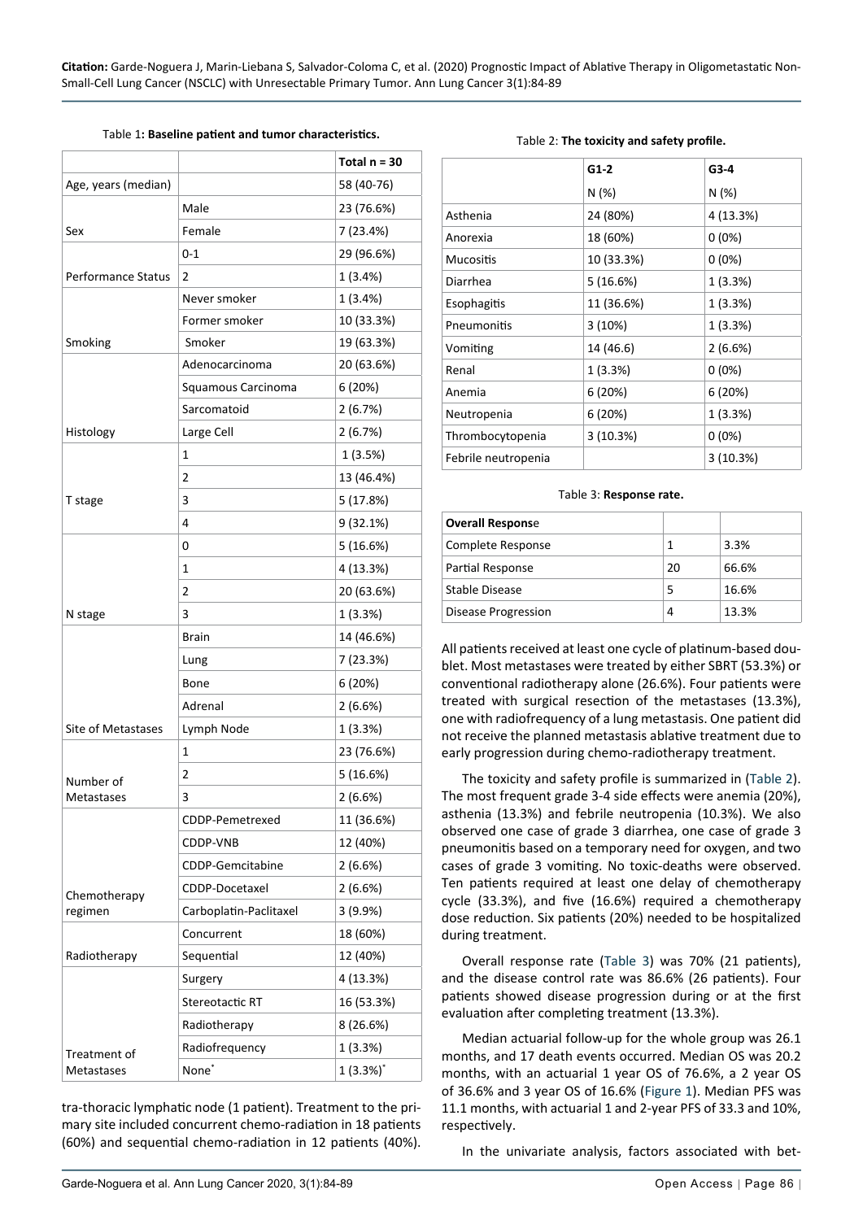Table 1: **Baseline patient and tumor characteristics.**

| | | Total n = 30 |
|---|---|---|
| Age, years (median) | | 58 (40-76) |
| Sex | Male | 23 (76.6%) |
| | Female | 7 (23.4%) |
| Performance Status | 0-1 | 29 (96.6%) |
| | 2 | 1 (3.4%) |
| Smoking | Never smoker | 1 (3.4%) |
| | Former smoker | 10 (33.3%) |
| | Smoker | 19 (63.3%) |
| Histology | Adenocarcinoma | 20 (63.6%) |
| | Squamous Carcinoma | 6 (20%) |
| | Sarcomatoid | 2 (6.7%) |
| | Large Cell | 2 (6.7%) |
| T stage | 1 | 1 (3.5%) |
| | 2 | 13 (46.4%) |
| | 3 | 5 (17.8%) |
| | 4 | 9 (32.1%) |
| N stage | 0 | 5 (16.6%) |
| | 1 | 4 (13.3%) |
| | 2 | 20 (63.6%) |
| | 3 | 1 (3.3%) |
| Site of Metastases | Brain | 14 (46.6%) |
| | Lung | 7 (23.3%) |
| | Bone | 6 (20%) |
| | Adrenal | 2 (6.6%) |
| | Lymph Node | 1 (3.3%) |
| Number of Metastases | 1 | 23 (76.6%) |
| | 2 | 5 (16.6%) |
| | 3 | 2 (6.6%) |
| Chemotherapy regimen | CDDP-Pemetrexed | 11 (36.6%) |
| | CDDP-VNB | 12 (40%) |
| | CDDP-Gemcitabine | 2 (6.6%) |
| | CDDP-Docetaxel | 2 (6.6%) |
| | Carboplatin-Paclitaxel | 3 (9.9%) |
| Radiotherapy | Concurrent | 18 (60%) |
| | Sequential | 12 (40%) |
| Treatment of Metastases | Surgery | 4 (13.3%) |
| | Stereotactic RT | 16 (53.3%) |
| | Radiotherapy | 8 (26.6%) |
| | Radiofrequency | 1 (3.3%) |
| | None* | 1 (3.3%)* |

tra-thoracic lymphatic node (1 patient). Treatment to the primary site included concurrent chemo-radiation in 18 patients (60%) and sequential chemo-radiation in 12 patients (40%).

Table 2: **The toxicity and safety profile.**

| | G1-2 | G3-4 |
|---|---|---|
| | N (%) | N (%) |
| Asthenia | 24 (80%) | 4 (13.3%) |
| Anorexia | 18 (60%) | 0 (0%) |
| Mucositis | 10 (33.3%) | 0 (0%) |
| Diarrhea | 5 (16.6%) | 1 (3.3%) |
| Esophagitis | 11 (36.6%) | 1 (3.3%) |
| Pneumonitis | 3 (10%) | 1 (3.3%) |
| Vomiting | 14 (46.6) | 2 (6.6%) |
| Renal | 1 (3.3%) | 0 (0%) |
| Anemia | 6 (20%) | 6 (20%) |
| Neutropenia | 6 (20%) | 1 (3.3%) |
| Thrombocytopenia | 3 (10.3%) | 0 (0%) |
| Febrile neutropenia | | 3 (10.3%) |

Table 3: **Response rate.**

| **Overall Response** | | |
|---|---|---|
| Complete Response | 1 | 3.3% |
| Partial Response | 20 | 66.6% |
| Stable Disease | 5 | 16.6% |
| Disease Progression | 4 | 13.3% |

All patients received at least one cycle of platinum-based doublet. Most metastases were treated by either SBRT (53.3%) or conventional radiotherapy alone (26.6%). Four patients were treated with surgical resection of the metastases (13.3%), one with radiofrequency of a lung metastasis. One patient did not receive the planned metastasis ablative treatment due to early progression during chemo-radiotherapy treatment.

The toxicity and safety profile is summarized in (Table 2). The most frequent grade 3-4 side effects were anemia (20%), asthenia (13.3%) and febrile neutropenia (10.3%). We also observed one case of grade 3 diarrhea, one case of grade 3 pneumonitis based on a temporary need for oxygen, and two cases of grade 3 vomiting. No toxic-deaths were observed. Ten patients required at least one delay of chemotherapy cycle (33.3%), and five (16.6%) required a chemotherapy dose reduction. Six patients (20%) needed to be hospitalized during treatment.

Overall response rate (Table 3) was 70% (21 patients), and the disease control rate was 86.6% (26 patients). Four patients showed disease progression during or at the first evaluation after completing treatment (13.3%).

Median actuarial follow-up for the whole group was 26.1 months, and 17 death events occurred. Median OS was 20.2 months, with an actuarial 1 year OS of 76.6%, a 2 year OS of 36.6% and 3 year OS of 16.6% (Figure 1). Median PFS was 11.1 months, with actuarial 1 and 2-year PFS of 33.3 and 10%, respectively.

In the univariate analysis, factors associated with bet-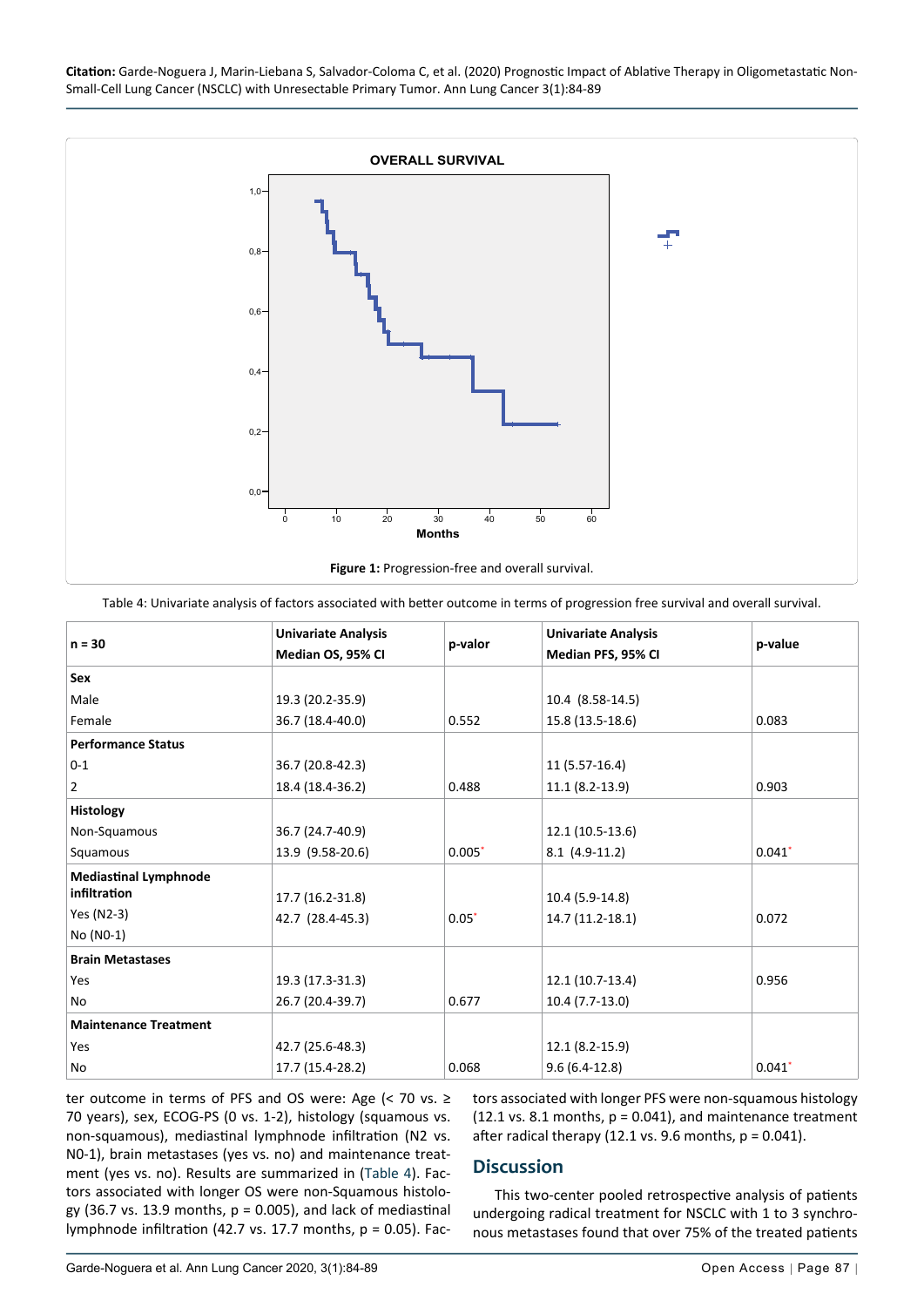Figure 1: Progression-free and overall survival.

Table 4: Univariate analysis of factors associated with better outcome in terms of progression free survival and overall survival.

| n = 30 | Univariate Analysis Median OS, 95% CI | p-valor | Univariate Analysis Median PFS, 95% CI | p-value |
|---|---|---|---|---|
| **Sex** | | | | |
| Male | 19.3 (20.2-35.9) | | 10.4 (8.58-14.5) | |
| Female | 36.7 (18.4-40.0) | 0.552 | 15.8 (13.5-18.6) | 0.083 |
| **Performance Status** | | | | |
| 0-1 | 36.7 (20.8-42.3) | | 11 (5.57-16.4) | |
| 2 | 18.4 (18.4-36.2) | 0.488 | 11.1 (8.2-13.9) | 0.903 |
| **Histology** | | | | |
| Non-Squamous | 36.7 (24.7-40.9) | | 12.1 (10.5-13.6) | |
| Squamous | 13.9 (9.58-20.6) | 0.005* | 8.1 (4.9-11.2) | 0.041* |
| **Mediastinal Lymphnode infiltration** | | | | |
| Yes (N2-3) | 17.7 (16.2-31.8) | | 10.4 (5.9-14.8) | |
| No (N0-1) | 42.7 (28.4-45.3) | 0.05* | 14.7 (11.2-18.1) | 0.072 |
| **Brain Metastases** | | | | |
| Yes | 19.3 (17.3-31.3) | | 12.1 (10.7-13.4) | 0.956 |
| No | 26.7 (20.4-39.7) | 0.677 | 10.4 (7.7-13.0) | |
| **Maintenance Treatment** | | | | |
| Yes | 42.7 (25.6-48.3) | | 12.1 (8.2-15.9) | |
| No | 17.7 (15.4-28.2) | 0.068 | 9.6 (6.4-12.8) | 0.041* |

ter outcome in terms of PFS and OS were: Age (< 70 vs. ≥ 70 years), sex, ECOG-PS (0 vs. 1-2), histology (squamous vs. non-squamous), mediastinal lymphnode infiltration (N2 vs. N0-1), brain metastases (yes vs. no) and maintenance treatment (yes vs. no). Results are summarized in (Table 4). Factors associated with longer OS were non-Squamous histology (36.7 vs. 13.9 months, p = 0.005), and lack of mediastinal lymphnode infiltration (42.7 vs. 17.7 months, p = 0.05). Factors associated with longer PFS were non-squamous histology (12.1 vs. 8.1 months, p = 0.041), and maintenance treatment after radical therapy (12.1 vs. 9.6 months, p = 0.041).

## Discussion

This two-center pooled retrospective analysis of patients undergoing radical treatment for NSCLC with 1 to 3 synchronous metastases found that over 75% of the treated patients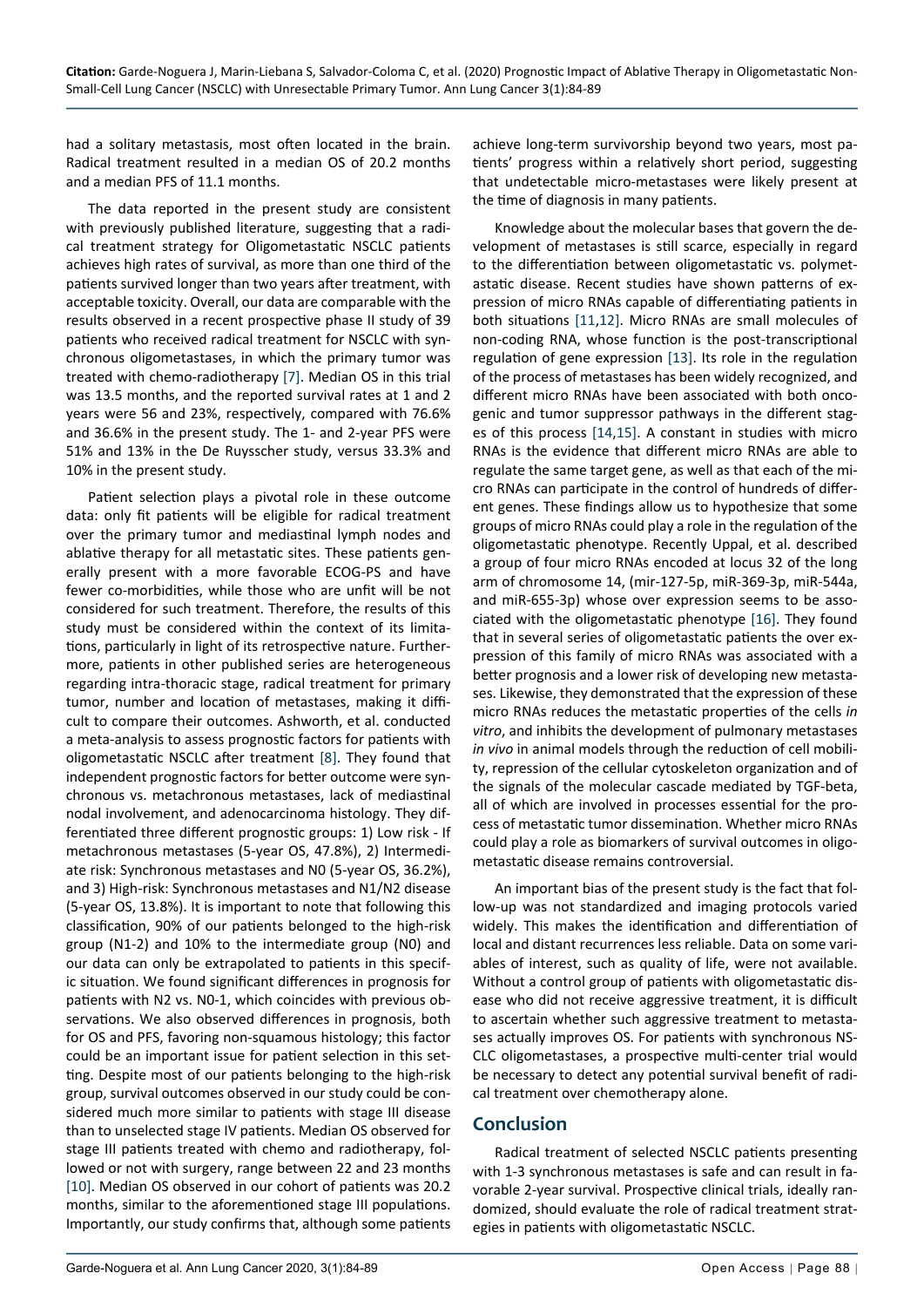had a solitary metastasis, most often located in the brain. Radical treatment resulted in a median OS of 20.2 months and a median PFS of 11.1 months.

The data reported in the present study are consistent with previously published literature, suggesting that a radical treatment strategy for Oligometastatic NSCLC patients achieves high rates of survival, as more than one third of the patients survived longer than two years after treatment, with acceptable toxicity. Overall, our data are comparable with the results observed in a recent prospective phase II study of 39 patients who received radical treatment for NSCLC with synchronous oligometastases, in which the primary tumor was treated with chemo-radiotherapy [7]. Median OS in this trial was 13.5 months, and the reported survival rates at 1 and 2 years were 56 and 23%, respectively, compared with 76.6% and 36.6% in the present study. The 1- and 2-year PFS were 51% and 13% in the De Ruysscher study, versus 33.3% and 10% in the present study.

Patient selection plays a pivotal role in these outcome data: only fit patients will be eligible for radical treatment over the primary tumor and mediastinal lymph nodes and ablative therapy for all metastatic sites. These patients generally present with a more favorable ECOG-PS and have fewer co-morbidities, while those who are unfit will be not considered for such treatment. Therefore, the results of this study must be considered within the context of its limitations, particularly in light of its retrospective nature. Furthermore, patients in other published series are heterogeneous regarding intra-thoracic stage, radical treatment for primary tumor, number and location of metastases, making it difficult to compare their outcomes. Ashworth, et al. conducted a meta-analysis to assess prognostic factors for patients with oligometastatic NSCLC after treatment [8]. They found that independent prognostic factors for better outcome were synchronous vs. metachronous metastases, lack of mediastinal nodal involvement, and adenocarcinoma histology. They differentiated three different prognostic groups: 1) Low risk - If metachronous metastases (5-year OS, 47.8%), 2) Intermediate risk: Synchronous metastases and N0 (5-year OS, 36.2%), and 3) High-risk: Synchronous metastases and N1/N2 disease (5-year OS, 13.8%). It is important to note that following this classification, 90% of our patients belonged to the high-risk group (N1-2) and 10% to the intermediate group (N0) and our data can only be extrapolated to patients in this specific situation. We found significant differences in prognosis for patients with N2 vs. N0-1, which coincides with previous observations. We also observed differences in prognosis, both for OS and PFS, favoring non-squamous histology; this factor could be an important issue for patient selection in this setting. Despite most of our patients belonging to the high-risk group, survival outcomes observed in our study could be considered much more similar to patients with stage III disease than to unselected stage IV patients. Median OS observed for stage III patients treated with chemo and radiotherapy, followed or not with surgery, range between 22 and 23 months [10]. Median OS observed in our cohort of patients was 20.2 months, similar to the aforementioned stage III populations. Importantly, our study confirms that, although some patients achieve long-term survivorship beyond two years, most patients' progress within a relatively short period, suggesting that undetectable micro-metastases were likely present at the time of diagnosis in many patients.

Knowledge about the molecular bases that govern the development of metastases is still scarce, especially in regard to the differentiation between oligometastatic vs. polymetastatic disease. Recent studies have shown patterns of expression of micro RNAs capable of differentiating patients in both situations [11,12]. Micro RNAs are small molecules of non-coding RNA, whose function is the post-transcriptional regulation of gene expression [13]. Its role in the regulation of the process of metastases has been widely recognized, and different micro RNAs have been associated with both oncogenic and tumor suppressor pathways in the different stages of this process [14,15]. A constant in studies with micro RNAs is the evidence that different micro RNAs are able to regulate the same target gene, as well as that each of the micro RNAs can participate in the control of hundreds of different genes. These findings allow us to hypothesize that some groups of micro RNAs could play a role in the regulation of the oligometastatic phenotype. Recently Uppal, et al. described a group of four micro RNAs encoded at locus 32 of the long arm of chromosome 14, (mir-127-5p, miR-369-3p, miR-544a, and miR-655-3p) whose over expression seems to be associated with the oligometastatic phenotype [16]. They found that in several series of oligometastatic patients the over expression of this family of micro RNAs was associated with a better prognosis and a lower risk of developing new metastases. Likewise, they demonstrated that the expression of these micro RNAs reduces the metastatic properties of the cells *in vitro*, and inhibits the development of pulmonary metastases *in vivo* in animal models through the reduction of cell mobility, repression of the cellular cytoskeleton organization and of the signals of the molecular cascade mediated by TGF-beta, all of which are involved in processes essential for the process of metastatic tumor dissemination. Whether micro RNAs could play a role as biomarkers of survival outcomes in oligometastatic disease remains controversial.

An important bias of the present study is the fact that follow-up was not standardized and imaging protocols varied widely. This makes the identification and differentiation of local and distant recurrences less reliable. Data on some variables of interest, such as quality of life, were not available. Without a control group of patients with oligometastatic disease who did not receive aggressive treatment, it is difficult to ascertain whether such aggressive treatment to metastases actually improves OS. For patients with synchronous NSCLC oligometastases, a prospective multi-center trial would be necessary to detect any potential survival benefit of radical treatment over chemotherapy alone.

## Conclusion

Radical treatment of selected NSCLC patients presenting with 1-3 synchronous metastases is safe and can result in favorable 2-year survival. Prospective clinical trials, ideally randomized, should evaluate the role of radical treatment strategies in patients with oligometastatic NSCLC.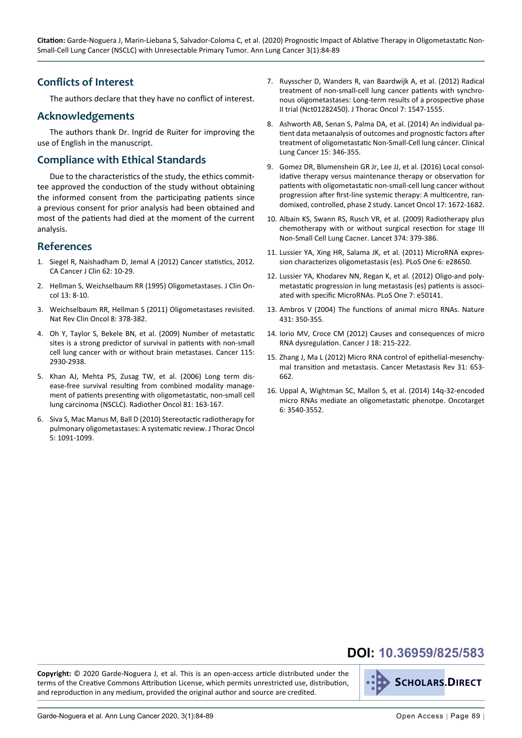## Conflicts of Interest

The authors declare that they have no conflict of interest.

## Acknowledgements

The authors thank Dr. Ingrid de Ruiter for improving the use of English in the manuscript.

## Compliance with Ethical Standards

Due to the characteristics of the study, the ethics committee approved the conduction of the study without obtaining the informed consent from the participating patients since a previous consent for prior analysis had been obtained and most of the patients had died at the moment of the current analysis.

## References

1. Siegel R, Naishadham D, Jemal A (2012) Cancer statistics, 2012. CA Cancer J Clin 62: 10-29.
2. Hellman S, Weichselbaum RR (1995) Oligometastases. J Clin Oncol 13: 8-10.
3. Weichselbaum RR, Hellman S (2011) Oligometastases revisited. Nat Rev Clin Oncol 8: 378-382.
4. Oh Y, Taylor S, Bekele BN, et al. (2009) Number of metastatic sites is a strong predictor of survival in patients with non-small cell lung cancer with or without brain metastases. Cancer 115: 2930-2938.
5. Khan AJ, Mehta PS, Zusag TW, et al. (2006) Long term disease-free survival resulting from combined modality management of patients presenting with oligometastatic, non-small cell lung carcinoma (NSCLC). Radiother Oncol 81: 163-167.
6. Siva S, Mac Manus M, Ball D (2010) Stereotactic radiotherapy for pulmonary oligometastases: A systematic review. J Thorac Oncol 5: 1091-1099.
7. Ruysscher D, Wanders R, van Baardwijk A, et al. (2012) Radical treatment of non-small-cell lung cancer patients with synchronous oligometastases: Long-term results of a prospective phase II trial (Nct01282450). J Thorac Oncol 7: 1547-1555.
8. Ashworth AB, Senan S, Palma DA, et al. (2014) An individual patient data metaanalysis of outcomes and prognostic factors after treatment of oligometastatic Non-Small-Cell lung cáncer. Clinical Lung Cancer 15: 346-355.
9. Gomez DR, Blumenshein GR Jr, Lee JJ, et al. (2016) Local consolidative therapy versus maintenance therapy or observation for patients with oligometastatic non-small-cell lung cancer without progression after first-line systemic therapy: A multicentre, randomized, controlled, phase 2 study. Lancet Oncol 17: 1672-1682.
10. Albain KS, Swann RS, Rusch VR, et al. (2009) Radiotherapy plus chemotherapy with or without surgical resection for stage III Non-Small Cell Lung Cacner. Lancet 374: 379-386.
11. Lussier YA, Xing HR, Salama JK, et al. (2011) MicroRNA expression characterizes oligometastasis (es). PLoS One 6: e28650.
12. Lussier YA, Khodarev NN, Regan K, et al. (2012) Oligo-and polymetastatic progression in lung metastasis (es) patients is associated with specific MicroRNAs. PLoS One 7: e50141.
13. Ambros V (2004) The functions of animal micro RNAs. Nature 431: 350-355.
14. Iorio MV, Croce CM (2012) Causes and consequences of micro RNA dysregulation. Cancer J 18: 215-222.
15. Zhang J, Ma L (2012) Micro RNA control of epithelial-mesenchymal transition and metastasis. Cancer Metastasis Rev 31: 653-662.
16. Uppal A, Wightman SC, Mallon S, et al. (2014) 14q-32-encoded micro RNAs mediate an oligometastatic phenotpe. Oncotarget 6: 3540-3552.

**DOI: 10.36959/825/583**

**Copyright:** © 2020 Garde-Noguera J, et al. This is an open-access article distributed under the terms of the Creative Commons Attribution License, which permits unrestricted use, distribution, and reproduction in any medium, provided the original author and source are credited.